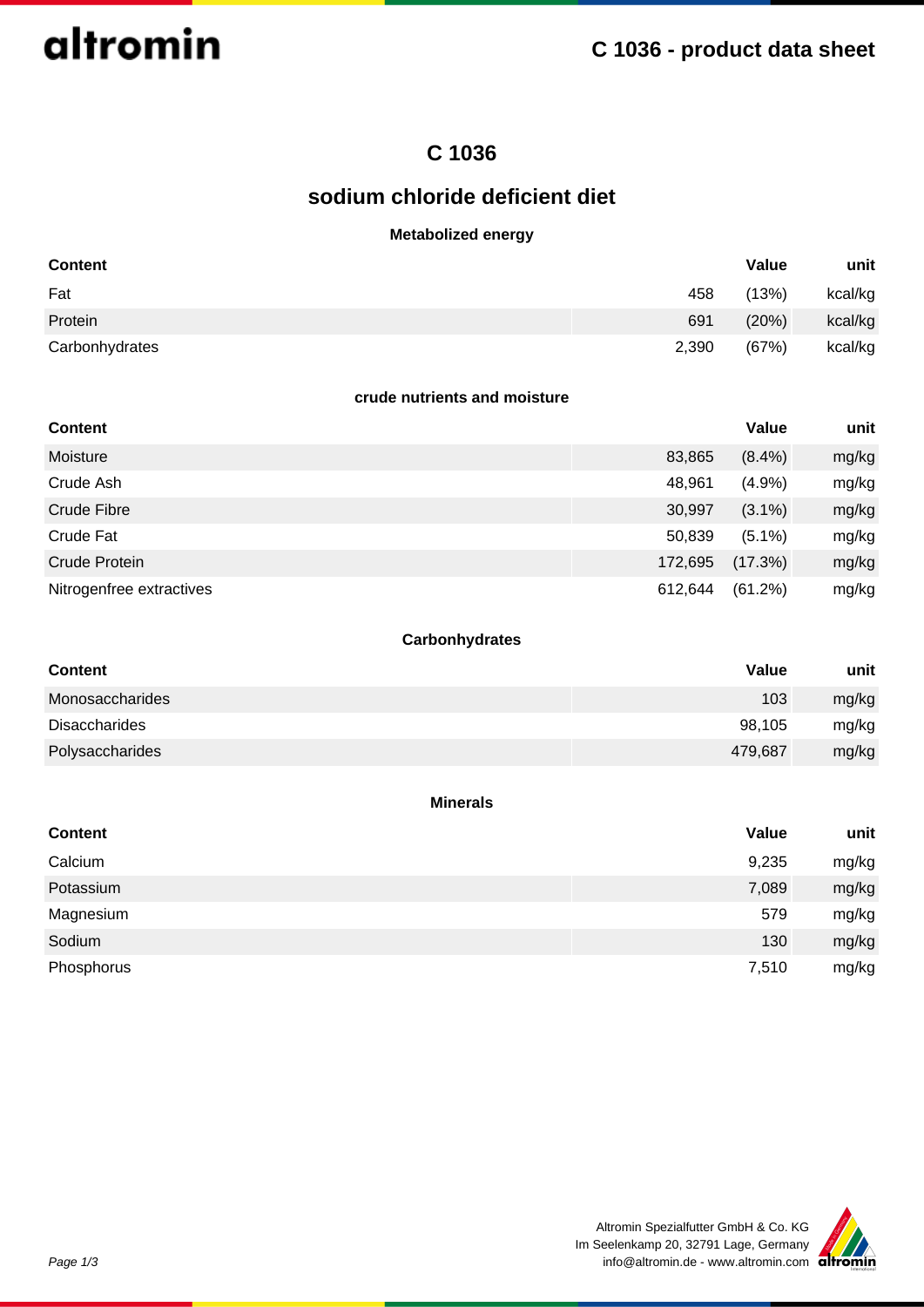# C 1036

## sodium chloride deficient diet

### Metabolized energy

| Content | Value | | unit |
|---|---|---|---|
| Fat | 458 | (13%) | kcal/kg |
| Protein | 691 | (20%) | kcal/kg |
| Carbonhydrates | 2,390 | (67%) | kcal/kg |

### crude nutrients and moisture

| Content | Value | | unit |
|---|---|---|---|
| Moisture | 83,865 | (8.4%) | mg/kg |
| Crude Ash | 48,961 | (4.9%) | mg/kg |
| Crude Fibre | 30,997 | (3.1%) | mg/kg |
| Crude Fat | 50,839 | (5.1%) | mg/kg |
| Crude Protein | 172,695 | (17.3%) | mg/kg |
| Nitrogenfree extractives | 612,644 | (61.2%) | mg/kg |

### Carbonhydrates

| Content | Value | unit |
|---|---|---|
| Monosaccharides | 103 | mg/kg |
| Disaccharides | 98,105 | mg/kg |
| Polysaccharides | 479,687 | mg/kg |

### Minerals

| Content | Value | unit |
|---|---|---|
| Calcium | 9,235 | mg/kg |
| Potassium | 7,089 | mg/kg |
| Magnesium | 579 | mg/kg |
| Sodium | 130 | mg/kg |
| Phosphorus | 7,510 | mg/kg |

Altromin Spezialfutter GmbH & Co. KG
Im Seelenkamp 20, 32791 Lage, Germany
info@altromin.de - www.altromin.com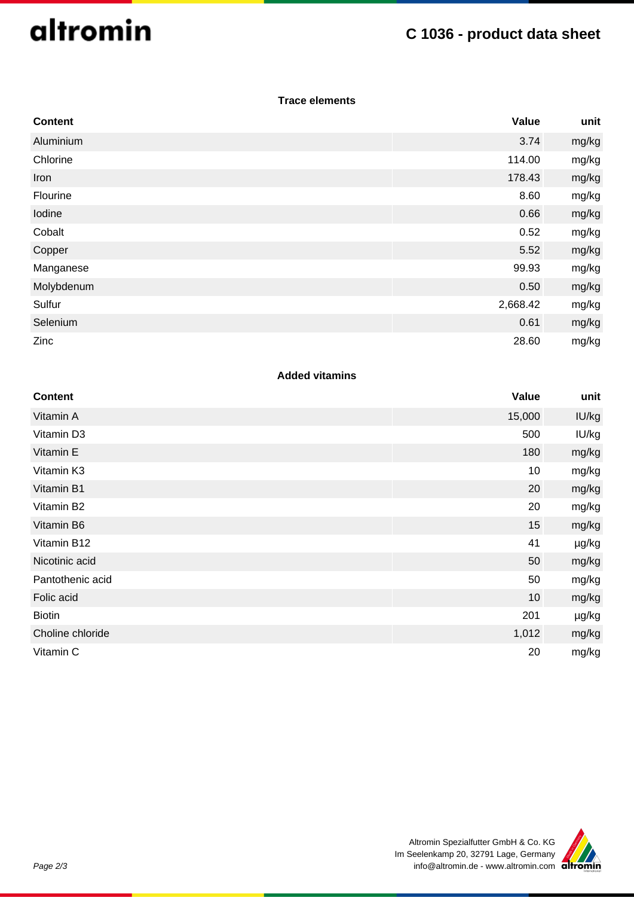### Trace elements

| Content | Value | unit |
|---|---|---|
| Aluminium | 3.74 | mg/kg |
| Chlorine | 114.00 | mg/kg |
| Iron | 178.43 | mg/kg |
| Flourine | 8.60 | mg/kg |
| Iodine | 0.66 | mg/kg |
| Cobalt | 0.52 | mg/kg |
| Copper | 5.52 | mg/kg |
| Manganese | 99.93 | mg/kg |
| Molybdenum | 0.50 | mg/kg |
| Sulfur | 2,668.42 | mg/kg |
| Selenium | 0.61 | mg/kg |
| Zinc | 28.60 | mg/kg |

### Added vitamins

| Content | Value | unit |
|---|---|---|
| Vitamin A | 15,000 | IU/kg |
| Vitamin D3 | 500 | IU/kg |
| Vitamin E | 180 | mg/kg |
| Vitamin K3 | 10 | mg/kg |
| Vitamin B1 | 20 | mg/kg |
| Vitamin B2 | 20 | mg/kg |
| Vitamin B6 | 15 | mg/kg |
| Vitamin B12 | 41 | µg/kg |
| Nicotinic acid | 50 | mg/kg |
| Pantothenic acid | 50 | mg/kg |
| Folic acid | 10 | mg/kg |
| Biotin | 201 | µg/kg |
| Choline chloride | 1,012 | mg/kg |
| Vitamin C | 20 | mg/kg |

Altromin Spezialfutter GmbH & Co. KG
Im Seelenkamp 20, 32791 Lage, Germany
info@altromin.de - www.altromin.com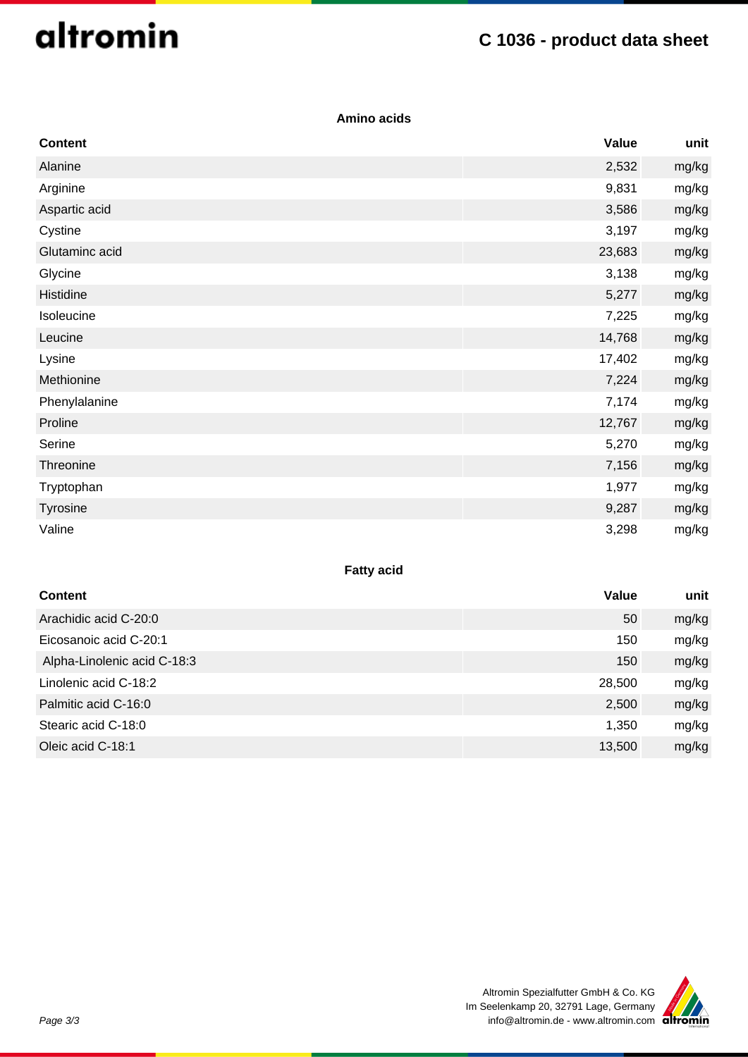### Amino acids

| Content | Value | unit |
|---|---|---|
| Alanine | 2,532 | mg/kg |
| Arginine | 9,831 | mg/kg |
| Aspartic acid | 3,586 | mg/kg |
| Cystine | 3,197 | mg/kg |
| Glutaminc acid | 23,683 | mg/kg |
| Glycine | 3,138 | mg/kg |
| Histidine | 5,277 | mg/kg |
| Isoleucine | 7,225 | mg/kg |
| Leucine | 14,768 | mg/kg |
| Lysine | 17,402 | mg/kg |
| Methionine | 7,224 | mg/kg |
| Phenylalanine | 7,174 | mg/kg |
| Proline | 12,767 | mg/kg |
| Serine | 5,270 | mg/kg |
| Threonine | 7,156 | mg/kg |
| Tryptophan | 1,977 | mg/kg |
| Tyrosine | 9,287 | mg/kg |
| Valine | 3,298 | mg/kg |

### Fatty acid

| Content | Value | unit |
|---|---|---|
| Arachidic acid C-20:0 | 50 | mg/kg |
| Eicosanoic acid C-20:1 | 150 | mg/kg |
| Alpha-Linolenic acid C-18:3 | 150 | mg/kg |
| Linolenic acid C-18:2 | 28,500 | mg/kg |
| Palmitic acid C-16:0 | 2,500 | mg/kg |
| Stearic acid C-18:0 | 1,350 | mg/kg |
| Oleic acid C-18:1 | 13,500 | mg/kg |

Altromin Spezialfutter GmbH & Co. KG
Im Seelenkamp 20, 32791 Lage, Germany
info@altromin.de - www.altromin.com